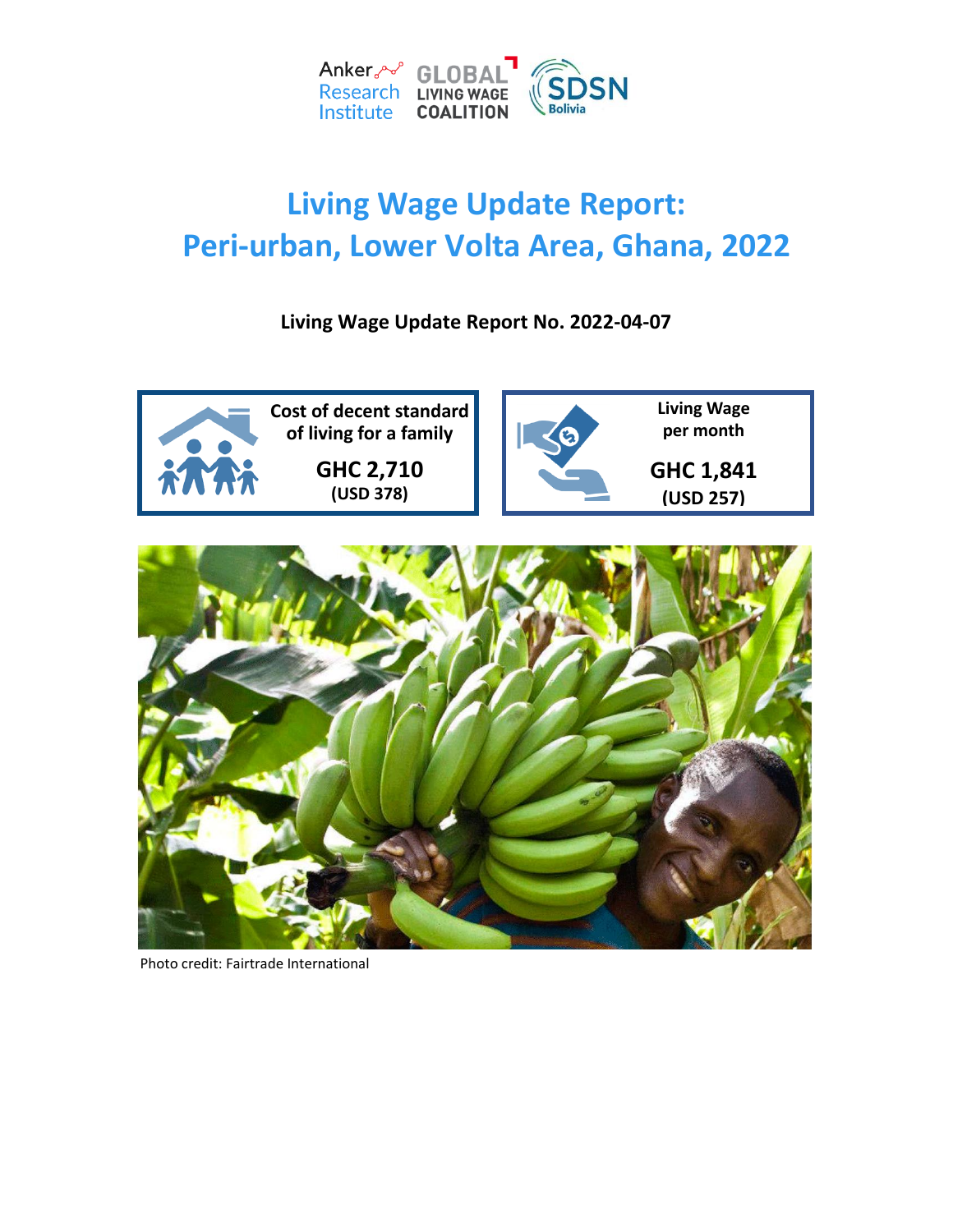Anker Research Institute | GLOBAL LIVING WAGE COALITION | SDSN Bolivia

# Living Wage Update Report: Peri-urban, Lower Volta Area, Ghana, 2022

**Living Wage Update Report No. 2022-04-07**

**Cost of decent standard of living for a family**

**GHC 2,710**
**(USD 378)**

**Living Wage per month**

**GHC 1,841**
**(USD 257)**

Photo credit: Fairtrade International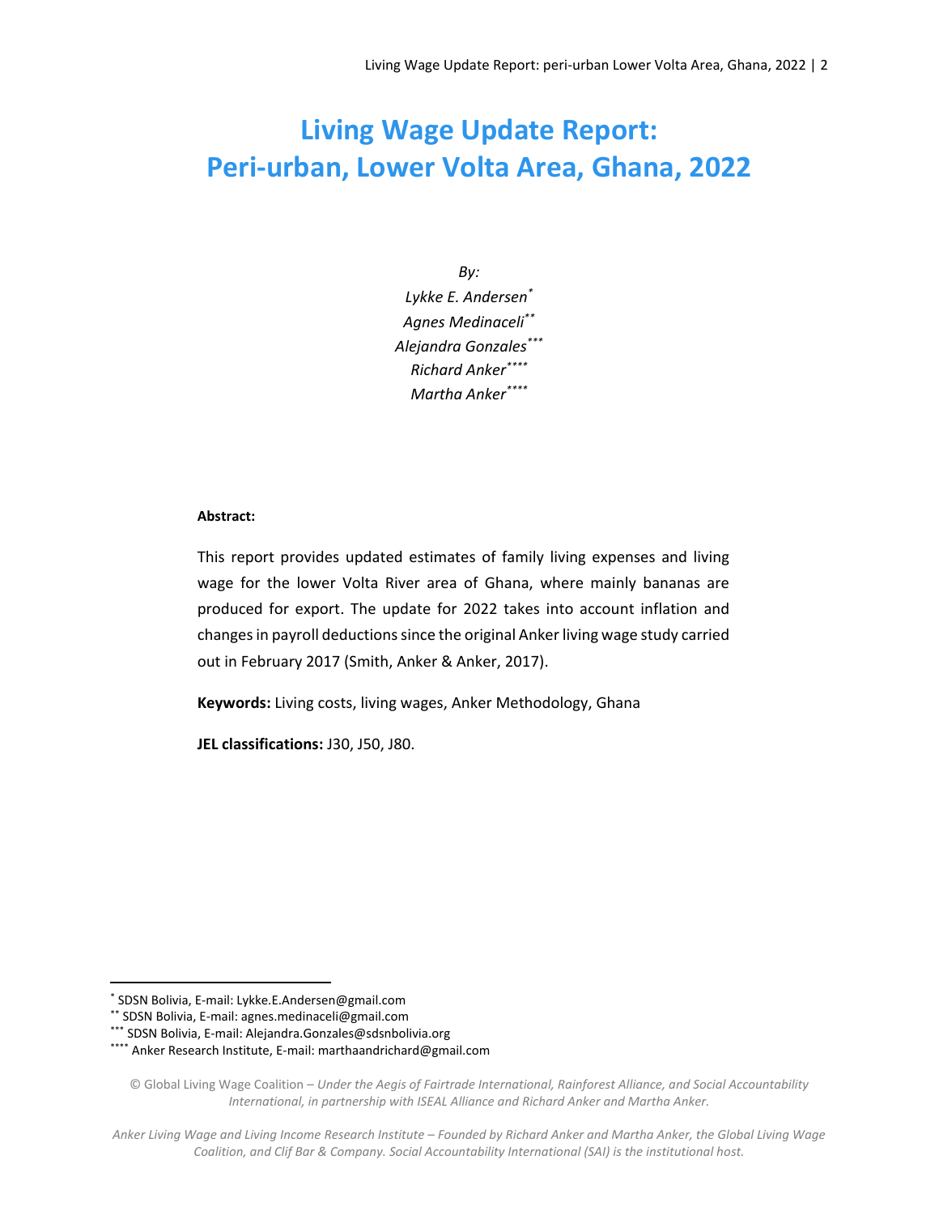# Living Wage Update Report: Peri-urban, Lower Volta Area, Ghana, 2022

*By:*

*Lykke E. Andersen*[*]

*Agnes Medinaceli*[**]

*Alejandra Gonzales*[***]

*Richard Anker*[****]

*Martha Anker*[****]

**Abstract:**

This report provides updated estimates of family living expenses and living wage for the lower Volta River area of Ghana, where mainly bananas are produced for export. The update for 2022 takes into account inflation and changes in payroll deductions since the original Anker living wage study carried out in February 2017 (Smith, Anker & Anker, 2017).

**Keywords:** Living costs, living wages, Anker Methodology, Ghana

**JEL classifications:** J30, J50, J80.

---

[*] SDSN Bolivia, E-mail: Lykke.E.Andersen@gmail.com

[**] SDSN Bolivia, E-mail: agnes.medinaceli@gmail.com

[***] SDSN Bolivia, E-mail: Alejandra.Gonzales@sdsnbolivia.org

[****] Anker Research Institute, E-mail: marthaandrichard@gmail.com

© Global Living Wage Coalition – *Under the Aegis of Fairtrade International, Rainforest Alliance, and Social Accountability International, in partnership with ISEAL Alliance and Richard Anker and Martha Anker.*

*Anker Living Wage and Living Income Research Institute – Founded by Richard Anker and Martha Anker, the Global Living Wage Coalition, and Clif Bar & Company. Social Accountability International (SAI) is the institutional host.*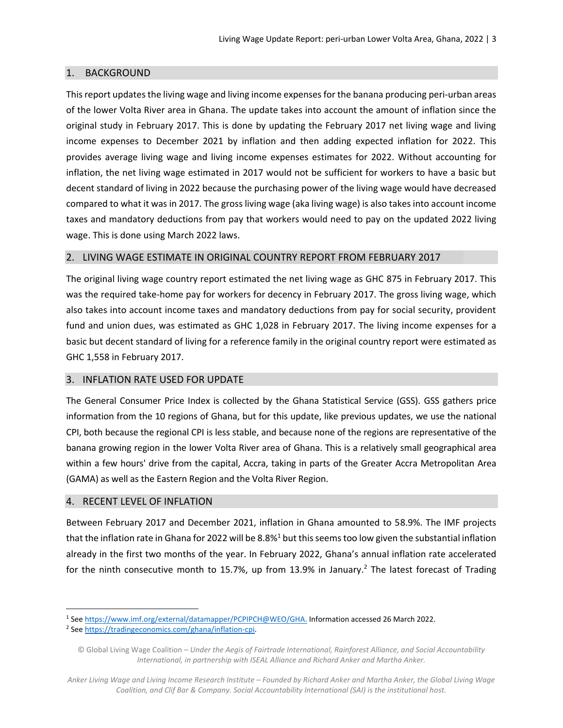## 1. BACKGROUND

This report updates the living wage and living income expenses for the banana producing peri-urban areas of the lower Volta River area in Ghana. The update takes into account the amount of inflation since the original study in February 2017. This is done by updating the February 2017 net living wage and living income expenses to December 2021 by inflation and then adding expected inflation for 2022. This provides average living wage and living income expenses estimates for 2022. Without accounting for inflation, the net living wage estimated in 2017 would not be sufficient for workers to have a basic but decent standard of living in 2022 because the purchasing power of the living wage would have decreased compared to what it was in 2017. The gross living wage (aka living wage) is also takes into account income taxes and mandatory deductions from pay that workers would need to pay on the updated 2022 living wage. This is done using March 2022 laws.

## 2. LIVING WAGE ESTIMATE IN ORIGINAL COUNTRY REPORT FROM FEBRUARY 2017

The original living wage country report estimated the net living wage as GHC 875 in February 2017. This was the required take-home pay for workers for decency in February 2017. The gross living wage, which also takes into account income taxes and mandatory deductions from pay for social security, provident fund and union dues, was estimated as GHC 1,028 in February 2017. The living income expenses for a basic but decent standard of living for a reference family in the original country report were estimated as GHC 1,558 in February 2017.

## 3. INFLATION RATE USED FOR UPDATE

The General Consumer Price Index is collected by the Ghana Statistical Service (GSS). GSS gathers price information from the 10 regions of Ghana, but for this update, like previous updates, we use the national CPI, both because the regional CPI is less stable, and because none of the regions are representative of the banana growing region in the lower Volta River area of Ghana. This is a relatively small geographical area within a few hours' drive from the capital, Accra, taking in parts of the Greater Accra Metropolitan Area (GAMA) as well as the Eastern Region and the Volta River Region.

## 4. RECENT LEVEL OF INFLATION

Between February 2017 and December 2021, inflation in Ghana amounted to 58.9%. The IMF projects that the inflation rate in Ghana for 2022 will be 8.8%[1] but this seems too low given the substantial inflation already in the first two months of the year. In February 2022, Ghana's annual inflation rate accelerated for the ninth consecutive month to 15.7%, up from 13.9% in January.[2] The latest forecast of Trading

---

[1] See https://www.imf.org/external/datamapper/PCPIPCH@WEO/GHA. Information accessed 26 March 2022.

[2] See https://tradingeconomics.com/ghana/inflation-cpi.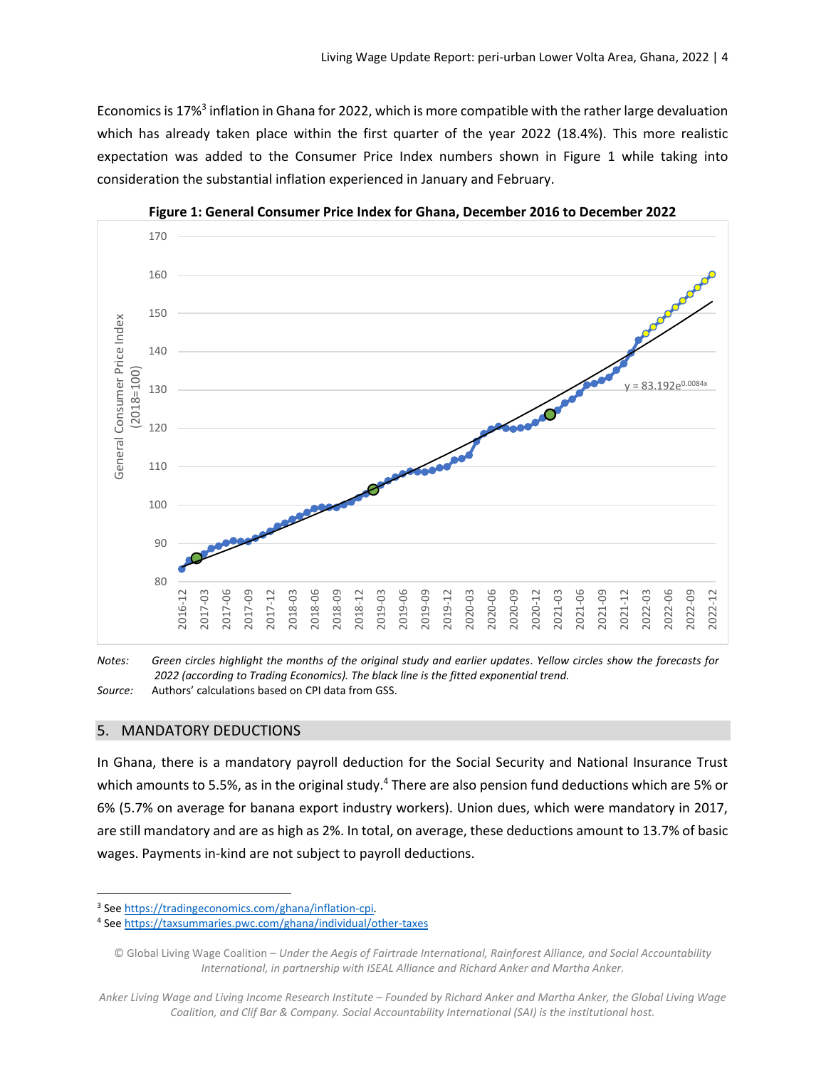Economics is 17%[3] inflation in Ghana for 2022, which is more compatible with the rather large devaluation which has already taken place within the first quarter of the year 2022 (18.4%). This more realistic expectation was added to the Consumer Price Index numbers shown in Figure 1 while taking into consideration the substantial inflation experienced in January and February.

**Figure 1: General Consumer Price Index for Ghana, December 2016 to December 2022**

*Notes:* *Green circles highlight the months of the original study and earlier updates. Yellow circles show the forecasts for 2022 (according to Trading Economics). The black line is the fitted exponential trend.*

*Source:* Authors' calculations based on CPI data from GSS.

## 5. MANDATORY DEDUCTIONS

In Ghana, there is a mandatory payroll deduction for the Social Security and National Insurance Trust which amounts to 5.5%, as in the original study.[4] There are also pension fund deductions which are 5% or 6% (5.7% on average for banana export industry workers). Union dues, which were mandatory in 2017, are still mandatory and are as high as 2%. In total, on average, these deductions amount to 13.7% of basic wages. Payments in-kind are not subject to payroll deductions.

---

[3] See https://tradingeconomics.com/ghana/inflation-cpi.

[4] See https://taxsummaries.pwc.com/ghana/individual/other-taxes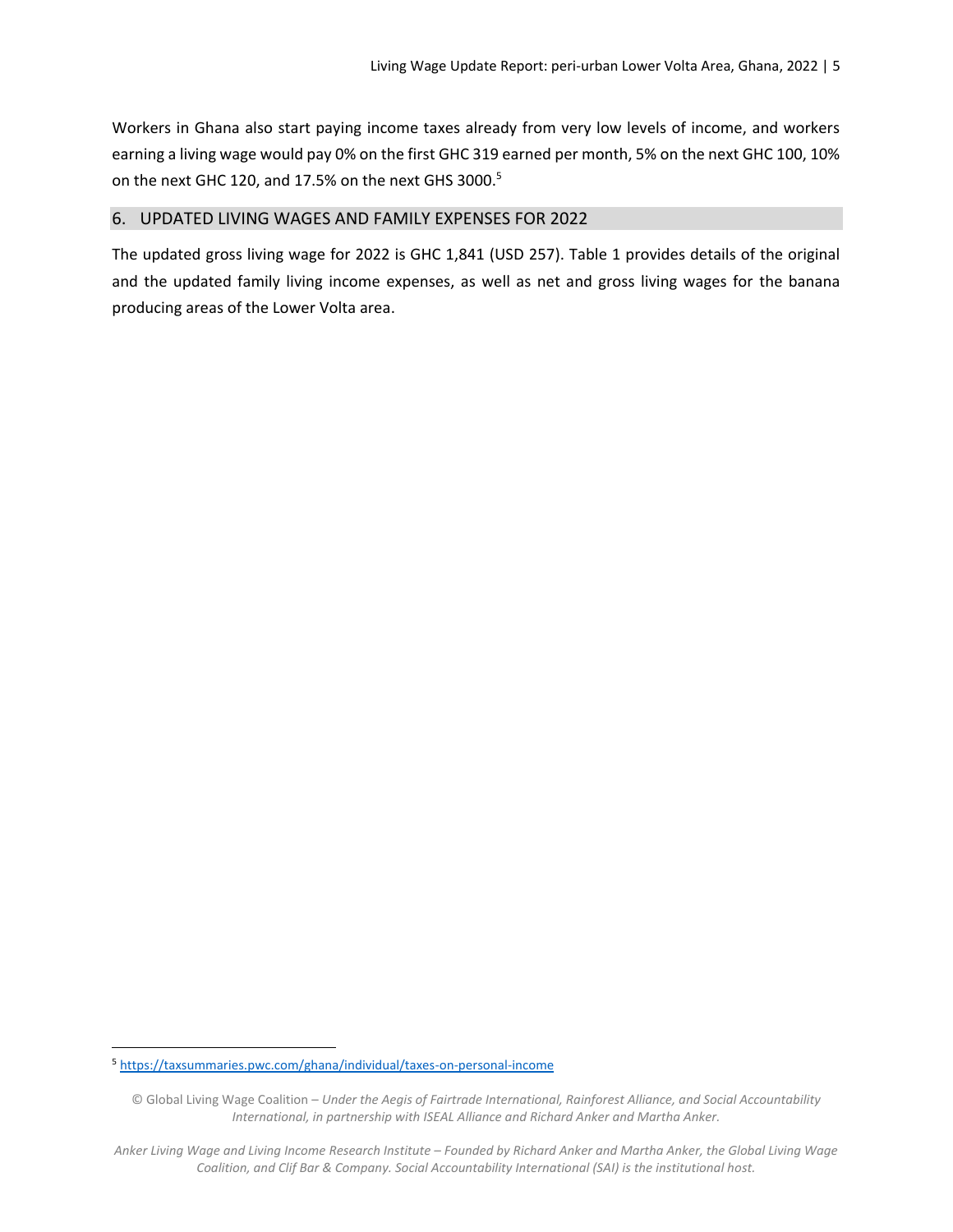Workers in Ghana also start paying income taxes already from very low levels of income, and workers earning a living wage would pay 0% on the first GHC 319 earned per month, 5% on the next GHC 100, 10% on the next GHC 120, and 17.5% on the next GHS 3000.[5]

## 6. UPDATED LIVING WAGES AND FAMILY EXPENSES FOR 2022

The updated gross living wage for 2022 is GHC 1,841 (USD 257). Table 1 provides details of the original and the updated family living income expenses, as well as net and gross living wages for the banana producing areas of the Lower Volta area.

---

[5] https://taxsummaries.pwc.com/ghana/individual/taxes-on-personal-income

© Global Living Wage Coalition – *Under the Aegis of Fairtrade International, Rainforest Alliance, and Social Accountability International, in partnership with ISEAL Alliance and Richard Anker and Martha Anker.*

*Anker Living Wage and Living Income Research Institute – Founded by Richard Anker and Martha Anker, the Global Living Wage Coalition, and Clif Bar & Company. Social Accountability International (SAI) is the institutional host.*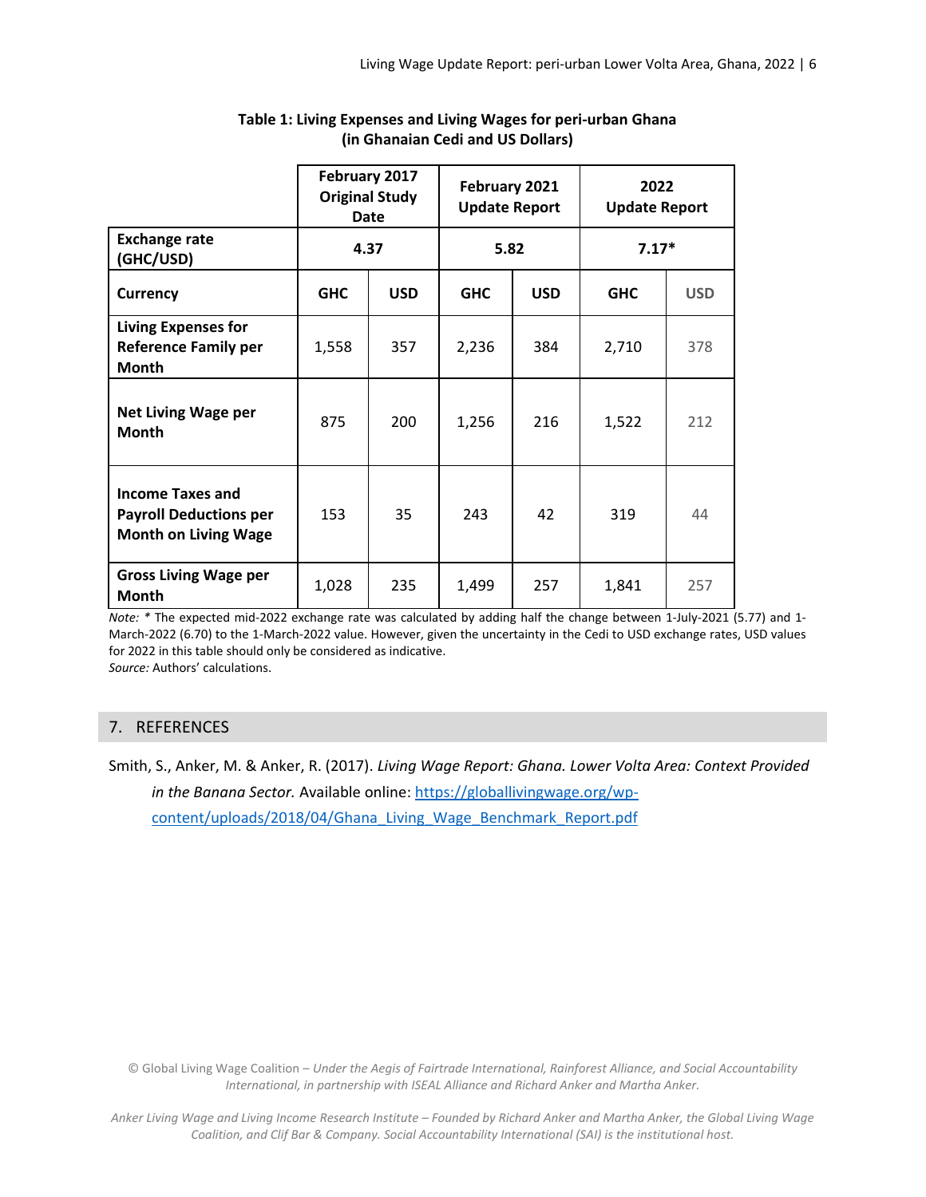**Table 1: Living Expenses and Living Wages for peri-urban Ghana (in Ghanaian Cedi and US Dollars)**

| | February 2017 Original Study Date | | February 2021 Update Report | | 2022 Update Report | |
|---|---|---|---|---|---|---|
| **Exchange rate (GHC/USD)** | **4.37** | | **5.82** | | **7.17*** | |
| **Currency** | **GHC** | **USD** | **GHC** | **USD** | **GHC** | **USD** |
| **Living Expenses for Reference Family per Month** | 1,558 | 357 | 2,236 | 384 | 2,710 | 378 |
| **Net Living Wage per Month** | 875 | 200 | 1,256 | 216 | 1,522 | 212 |
| **Income Taxes and Payroll Deductions per Month on Living Wage** | 153 | 35 | 243 | 42 | 319 | 44 |
| **Gross Living Wage per Month** | 1,028 | 235 | 1,499 | 257 | 1,841 | 257 |

*Note:* * The expected mid-2022 exchange rate was calculated by adding half the change between 1-July-2021 (5.77) and 1-March-2022 (6.70) to the 1-March-2022 value. However, given the uncertainty in the Cedi to USD exchange rates, USD values for 2022 in this table should only be considered as indicative.
*Source:* Authors' calculations.

## 7. REFERENCES

Smith, S., Anker, M. & Anker, R. (2017). *Living Wage Report: Ghana. Lower Volta Area: Context Provided in the Banana Sector.* Available online: https://globallivingwage.org/wp-content/uploads/2018/04/Ghana_Living_Wage_Benchmark_Report.pdf

© Global Living Wage Coalition – *Under the Aegis of Fairtrade International, Rainforest Alliance, and Social Accountability International, in partnership with ISEAL Alliance and Richard Anker and Martha Anker.*

*Anker Living Wage and Living Income Research Institute – Founded by Richard Anker and Martha Anker, the Global Living Wage Coalition, and Clif Bar & Company. Social Accountability International (SAI) is the institutional host.*